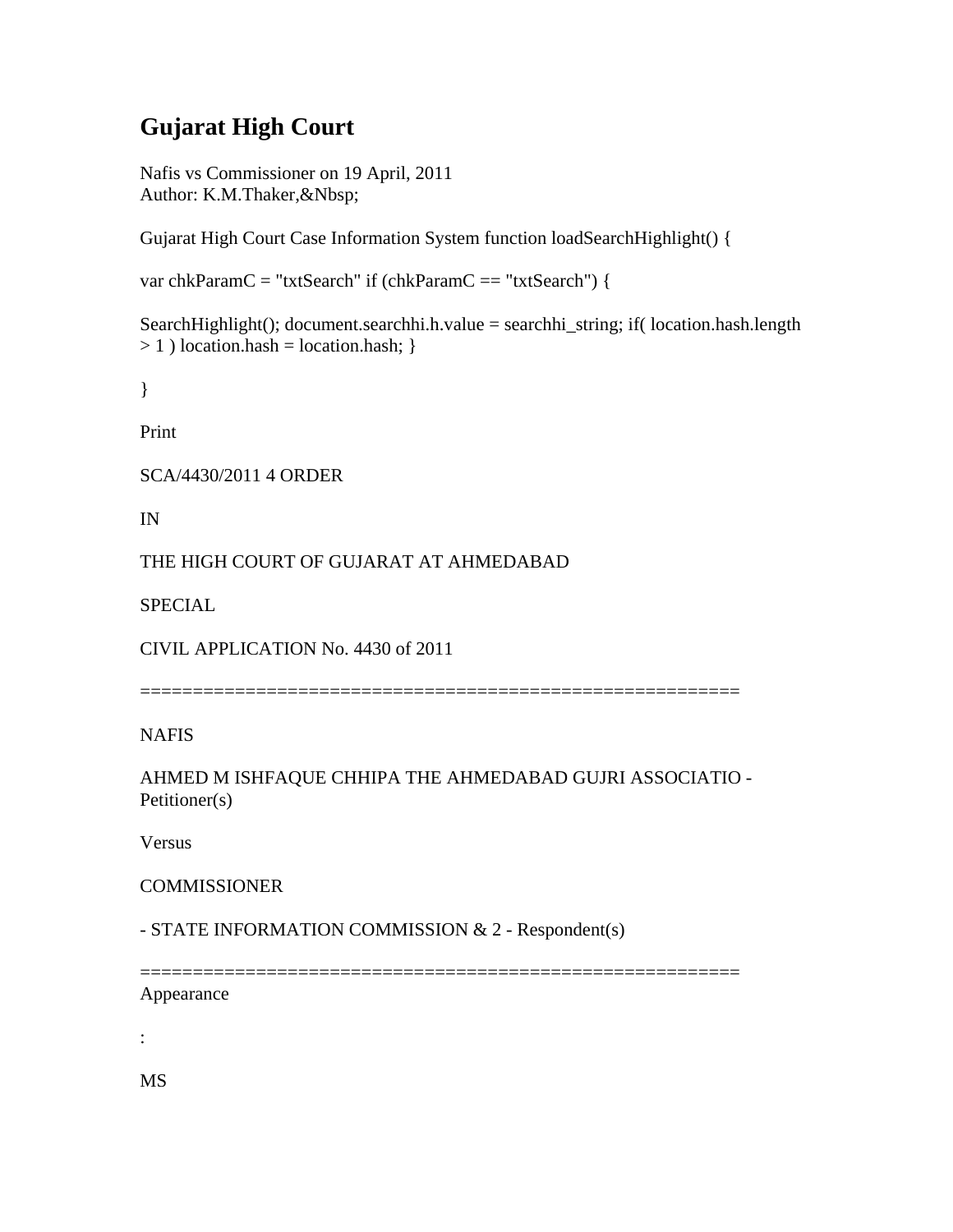# Gujarat High Court

Nafis vs Commissioner on 19 April, 2011
Author: K.M.Thaker,&Nbsp;

Gujarat High Court Case Information System function loadSearchHighlight() {

var chkParamC = "txtSearch" if (chkParamC == "txtSearch") {

SearchHighlight(); document.searchhi.h.value = searchhi_string; if( location.hash.length > 1 ) location.hash = location.hash; }

}

Print

SCA/4430/2011 4 ORDER

IN

THE HIGH COURT OF GUJARAT AT AHMEDABAD

SPECIAL

CIVIL APPLICATION No. 4430 of 2011

=========================================================

NAFIS

AHMED M ISHFAQUE CHHIPA THE AHMEDABAD GUJRI ASSOCIATIO - Petitioner(s)

Versus

COMMISSIONER

- STATE INFORMATION COMMISSION & 2 - Respondent(s)

=========================================================
Appearance

:

MS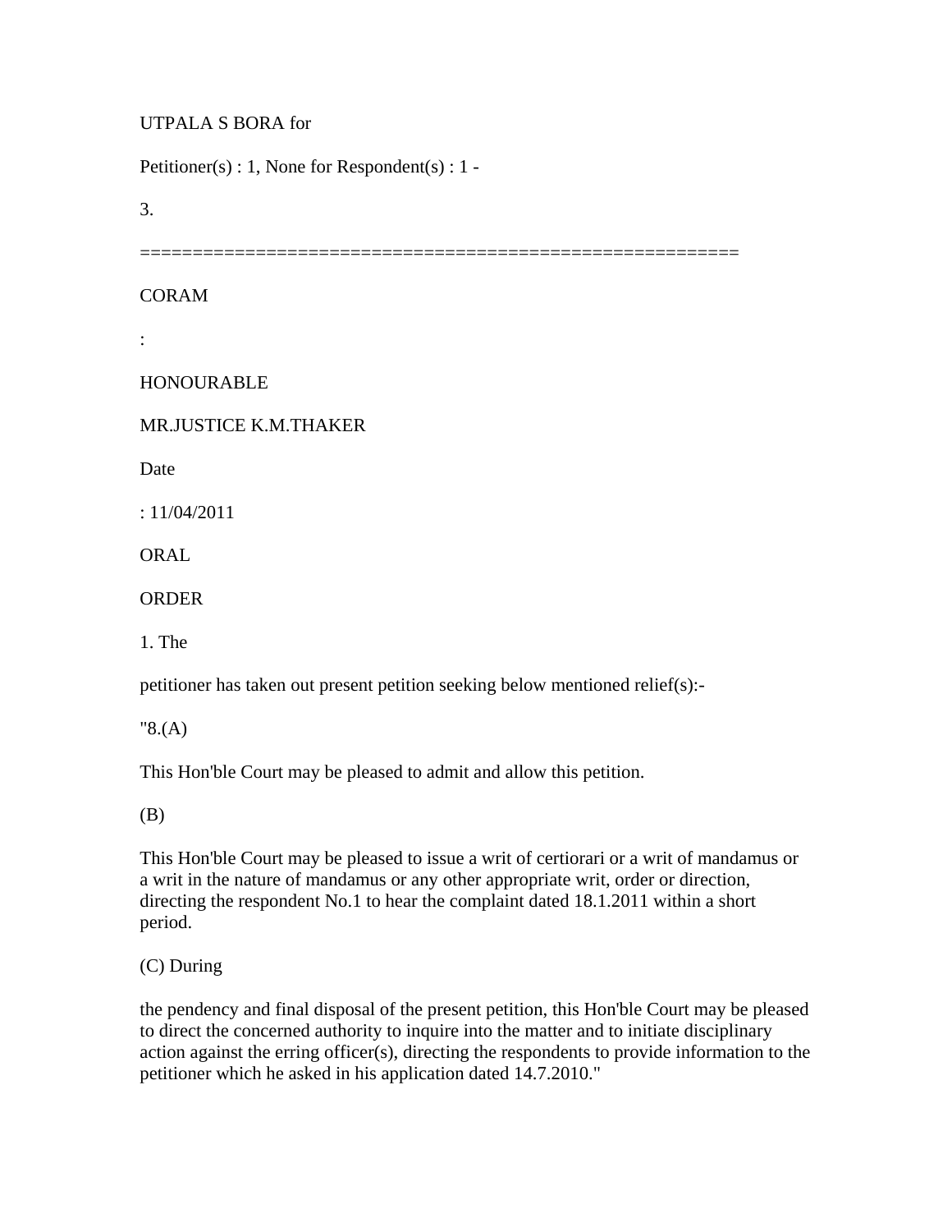UTPALA S BORA for

Petitioner(s) : 1, None for Respondent(s) : 1 -

3.

=========================================================

CORAM

:

HONOURABLE

MR.JUSTICE K.M.THAKER

Date

: 11/04/2011

ORAL

ORDER

1. The

petitioner has taken out present petition seeking below mentioned relief(s):-

"8.(A)

This Hon'ble Court may be pleased to admit and allow this petition.

(B)

This Hon'ble Court may be pleased to issue a writ of certiorari or a writ of mandamus or a writ in the nature of mandamus or any other appropriate writ, order or direction, directing the respondent No.1 to hear the complaint dated 18.1.2011 within a short period.

(C) During

the pendency and final disposal of the present petition, this Hon'ble Court may be pleased to direct the concerned authority to inquire into the matter and to initiate disciplinary action against the erring officer(s), directing the respondents to provide information to the petitioner which he asked in his application dated 14.7.2010."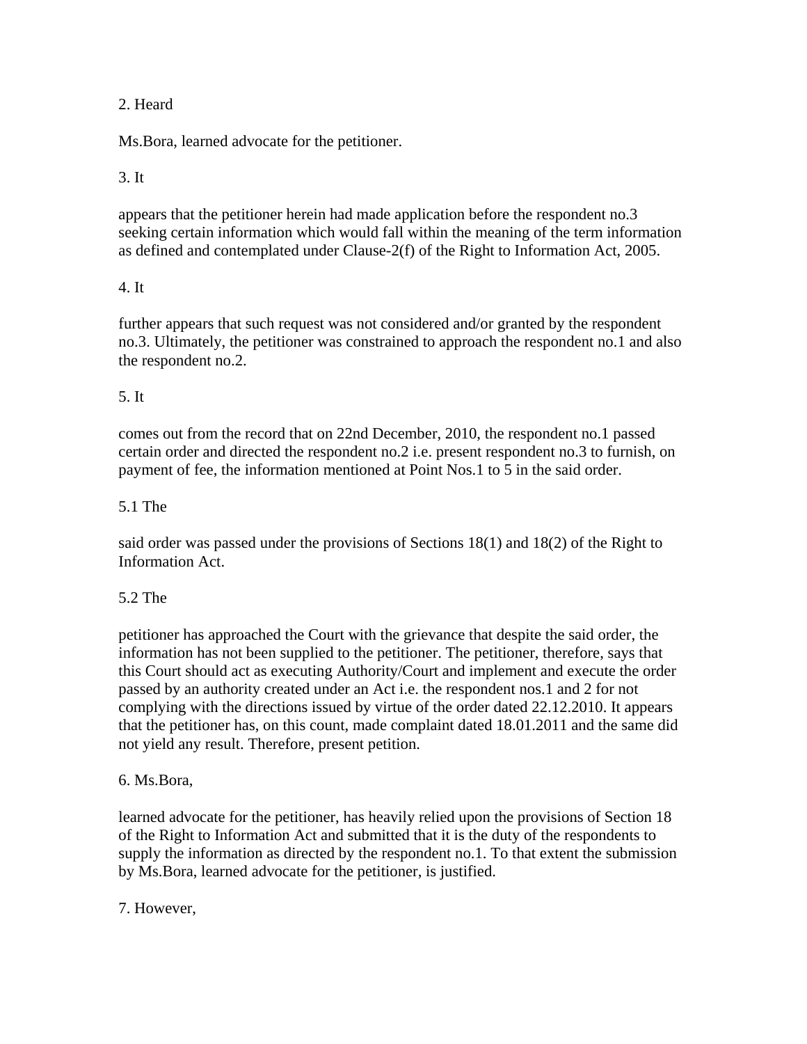2. Heard

Ms.Bora, learned advocate for the petitioner.

3. It

appears that the petitioner herein had made application before the respondent no.3 seeking certain information which would fall within the meaning of the term information as defined and contemplated under Clause-2(f) of the Right to Information Act, 2005.

4. It

further appears that such request was not considered and/or granted by the respondent no.3. Ultimately, the petitioner was constrained to approach the respondent no.1 and also the respondent no.2.

5. It

comes out from the record that on 22nd December, 2010, the respondent no.1 passed certain order and directed the respondent no.2 i.e. present respondent no.3 to furnish, on payment of fee, the information mentioned at Point Nos.1 to 5 in the said order.

5.1 The

said order was passed under the provisions of Sections 18(1) and 18(2) of the Right to Information Act.

5.2 The

petitioner has approached the Court with the grievance that despite the said order, the information has not been supplied to the petitioner. The petitioner, therefore, says that this Court should act as executing Authority/Court and implement and execute the order passed by an authority created under an Act i.e. the respondent nos.1 and 2 for not complying with the directions issued by virtue of the order dated 22.12.2010. It appears that the petitioner has, on this count, made complaint dated 18.01.2011 and the same did not yield any result. Therefore, present petition.

6. Ms.Bora,

learned advocate for the petitioner, has heavily relied upon the provisions of Section 18 of the Right to Information Act and submitted that it is the duty of the respondents to supply the information as directed by the respondent no.1. To that extent the submission by Ms.Bora, learned advocate for the petitioner, is justified.

7. However,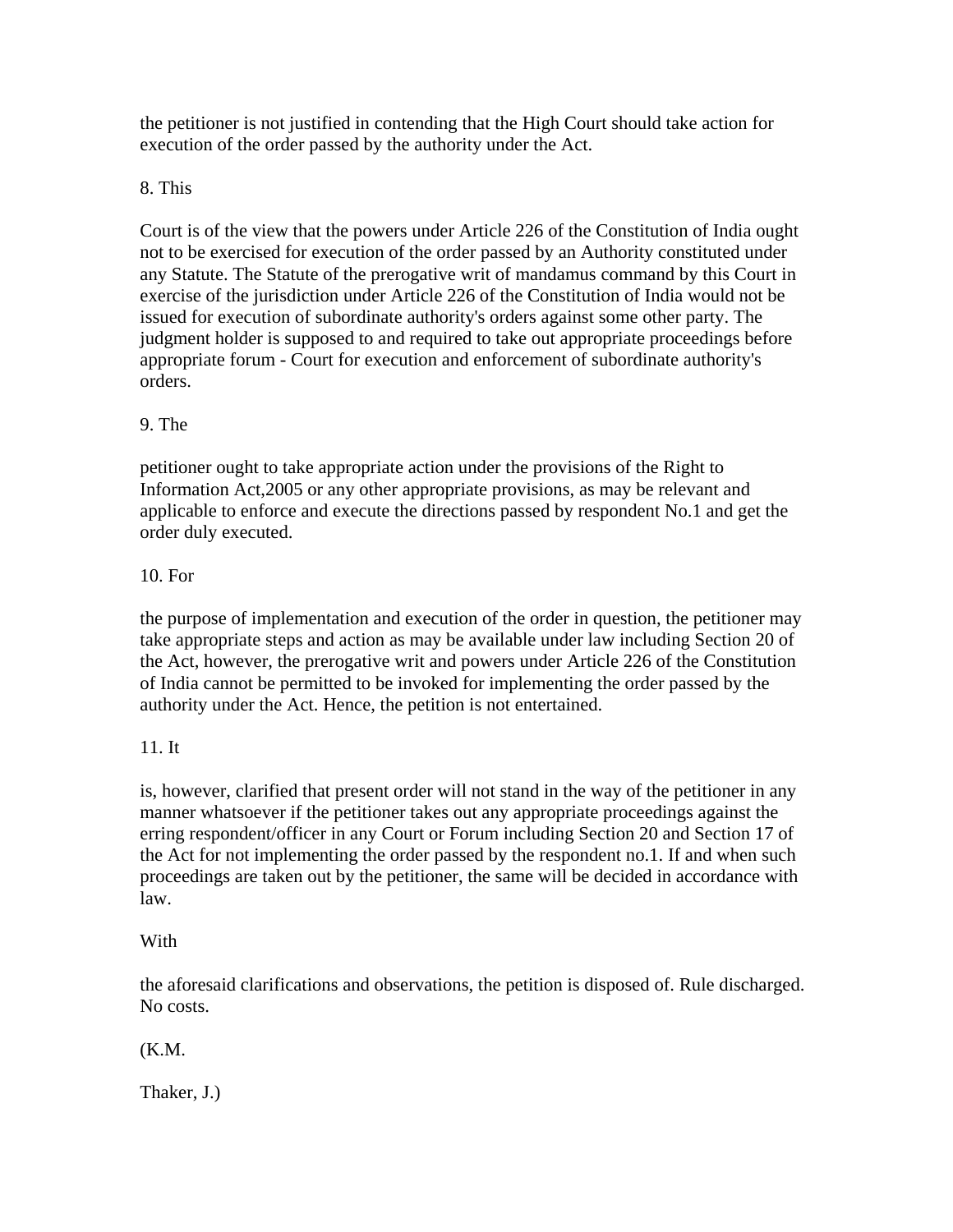the petitioner is not justified in contending that the High Court should take action for execution of the order passed by the authority under the Act.

8. This

Court is of the view that the powers under Article 226 of the Constitution of India ought not to be exercised for execution of the order passed by an Authority constituted under any Statute. The Statute of the prerogative writ of mandamus command by this Court in exercise of the jurisdiction under Article 226 of the Constitution of India would not be issued for execution of subordinate authority's orders against some other party. The judgment holder is supposed to and required to take out appropriate proceedings before appropriate forum - Court for execution and enforcement of subordinate authority's orders.

9. The

petitioner ought to take appropriate action under the provisions of the Right to Information Act,2005 or any other appropriate provisions, as may be relevant and applicable to enforce and execute the directions passed by respondent No.1 and get the order duly executed.

10. For

the purpose of implementation and execution of the order in question, the petitioner may take appropriate steps and action as may be available under law including Section 20 of the Act, however, the prerogative writ and powers under Article 226 of the Constitution of India cannot be permitted to be invoked for implementing the order passed by the authority under the Act. Hence, the petition is not entertained.

11. It

is, however, clarified that present order will not stand in the way of the petitioner in any manner whatsoever if the petitioner takes out any appropriate proceedings against the erring respondent/officer in any Court or Forum including Section 20 and Section 17 of the Act for not implementing the order passed by the respondent no.1. If and when such proceedings are taken out by the petitioner, the same will be decided in accordance with law.

With

the aforesaid clarifications and observations, the petition is disposed of. Rule discharged. No costs.

(K.M.

Thaker, J.)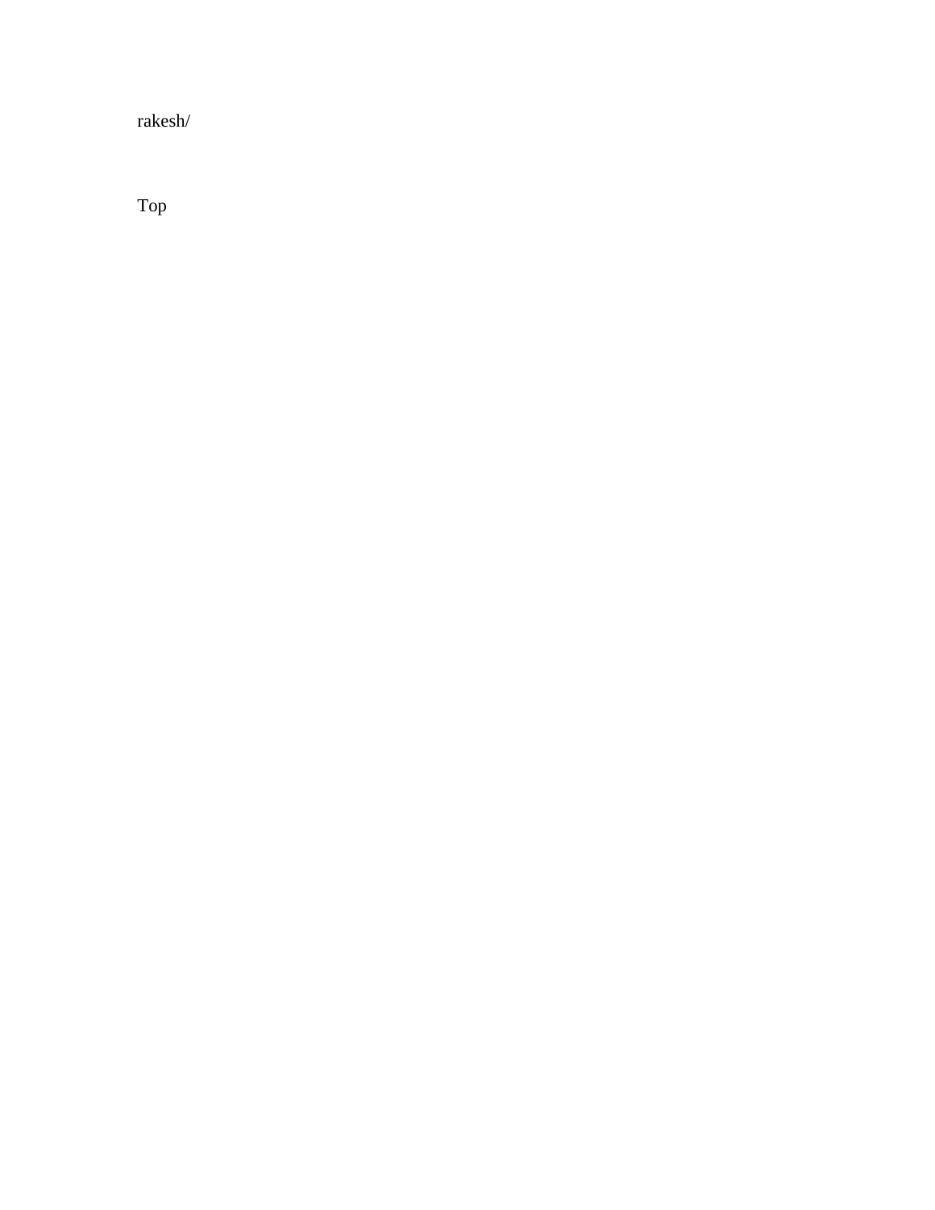rakesh/

Top